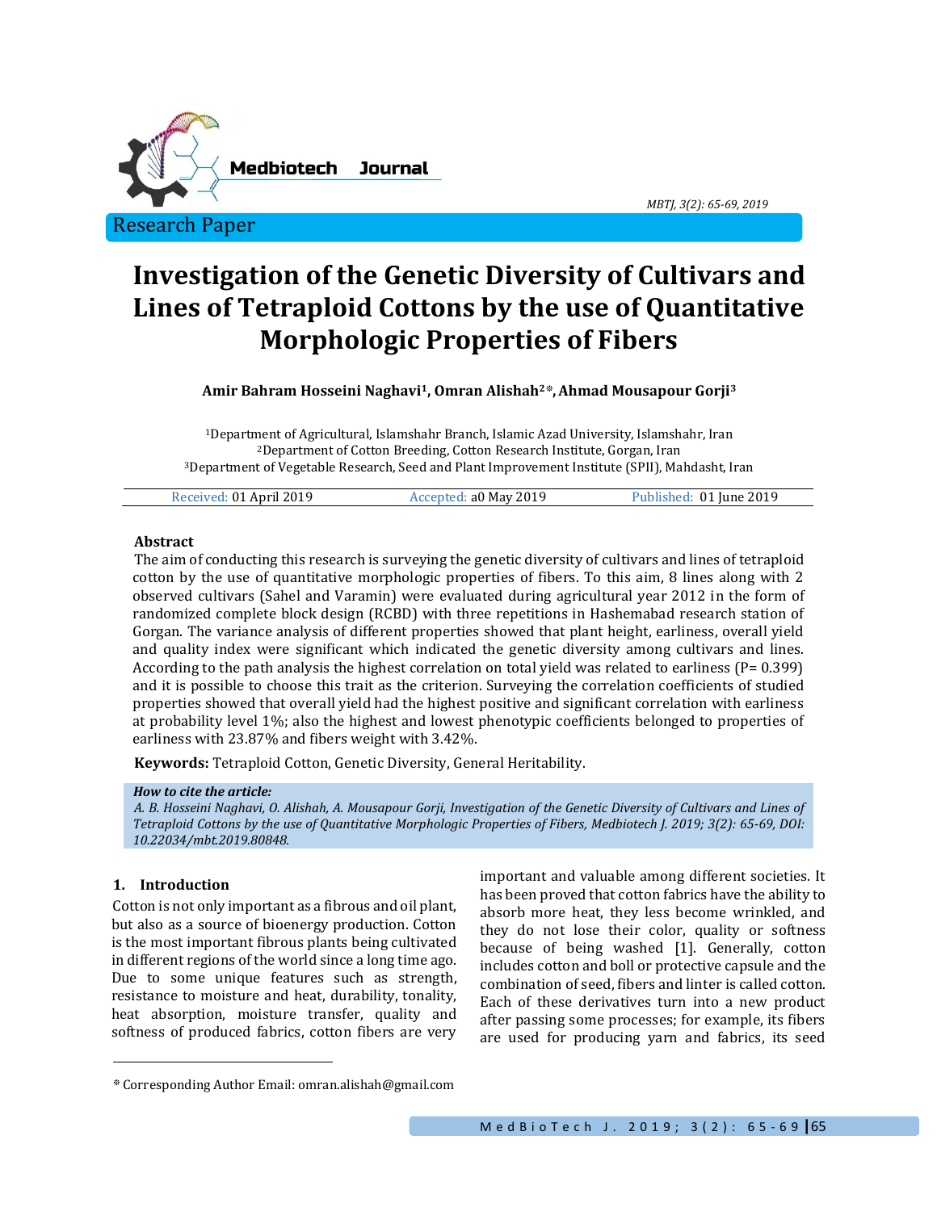Research Paper

# Investigation of the Genetic Diversity of Cultivars and Lines of Tetraploid Cottons by the use of Quantitative Morphologic Properties of Fibers

**Amir Bahram Hosseini Naghavi[1], Omran Alishah[2]\*, Ahmad Mousapour Gorji[3]**

[1]Department of Agricultural, Islamshahr Branch, Islamic Azad University, Islamshahr, Iran
[2]Department of Cotton Breeding, Cotton Research Institute, Gorgan, Iran
[3]Department of Vegetable Research, Seed and Plant Improvement Institute (SPII), Mahdasht, Iran

Received: 01 April 2019 | Accepted: a0 May 2019 | Published: 01 June 2019

### Abstract

The aim of conducting this research is surveying the genetic diversity of cultivars and lines of tetraploid cotton by the use of quantitative morphologic properties of fibers. To this aim, 8 lines along with 2 observed cultivars (Sahel and Varamin) were evaluated during agricultural year 2012 in the form of randomized complete block design (RCBD) with three repetitions in Hashemabad research station of Gorgan. The variance analysis of different properties showed that plant height, earliness, overall yield and quality index were significant which indicated the genetic diversity among cultivars and lines. According to the path analysis the highest correlation on total yield was related to earliness (P= 0.399) and it is possible to choose this trait as the criterion. Surveying the correlation coefficients of studied properties showed that overall yield had the highest positive and significant correlation with earliness at probability level 1%; also the highest and lowest phenotypic coefficients belonged to properties of earliness with 23.87% and fibers weight with 3.42%.

**Keywords:** Tetraploid Cotton, Genetic Diversity, General Heritability.

***How to cite the article:***
*A. B. Hosseini Naghavi, O. Alishah, A. Mousapour Gorji, Investigation of the Genetic Diversity of Cultivars and Lines of Tetraploid Cottons by the use of Quantitative Morphologic Properties of Fibers, Medbiotech J. 2019; 3(2): 65-69, DOI: 10.22034/mbt.2019.80848.*

## 1. Introduction

Cotton is not only important as a fibrous and oil plant, but also as a source of bioenergy production. Cotton is the most important fibrous plants being cultivated in different regions of the world since a long time ago. Due to some unique features such as strength, resistance to moisture and heat, durability, tonality, heat absorption, moisture transfer, quality and softness of produced fabrics, cotton fibers are very important and valuable among different societies. It has been proved that cotton fabrics have the ability to absorb more heat, they less become wrinkled, and they do not lose their color, quality or softness because of being washed [1]. Generally, cotton includes cotton and boll or protective capsule and the combination of seed, fibers and linter is called cotton. Each of these derivatives turn into a new product after passing some processes; for example, its fibers are used for producing yarn and fabrics, its seed

\* Corresponding Author Email: omran.alishah@gmail.com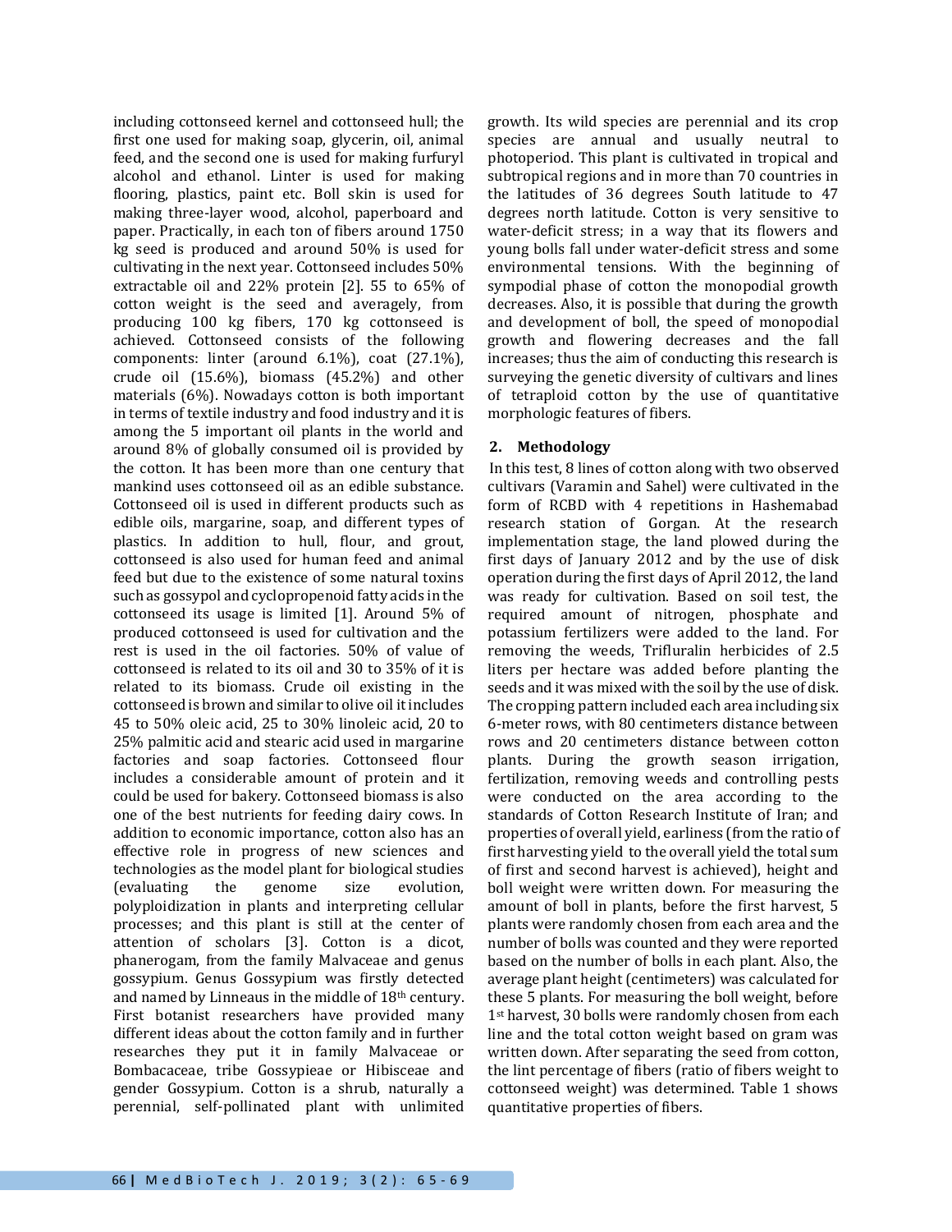including cottonseed kernel and cottonseed hull; the first one used for making soap, glycerin, oil, animal feed, and the second one is used for making furfuryl alcohol and ethanol. Linter is used for making flooring, plastics, paint etc. Boll skin is used for making three-layer wood, alcohol, paperboard and paper. Practically, in each ton of fibers around 1750 kg seed is produced and around 50% is used for cultivating in the next year. Cottonseed includes 50% extractable oil and 22% protein [2]. 55 to 65% of cotton weight is the seed and averagely, from producing 100 kg fibers, 170 kg cottonseed is achieved. Cottonseed consists of the following components: linter (around 6.1%), coat (27.1%), crude oil (15.6%), biomass (45.2%) and other materials (6%). Nowadays cotton is both important in terms of textile industry and food industry and it is among the 5 important oil plants in the world and around 8% of globally consumed oil is provided by the cotton. It has been more than one century that mankind uses cottonseed oil as an edible substance. Cottonseed oil is used in different products such as edible oils, margarine, soap, and different types of plastics. In addition to hull, flour, and grout, cottonseed is also used for human feed and animal feed but due to the existence of some natural toxins such as gossypol and cyclopropenoid fatty acids in the cottonseed its usage is limited [1]. Around 5% of produced cottonseed is used for cultivation and the rest is used in the oil factories. 50% of value of cottonseed is related to its oil and 30 to 35% of it is related to its biomass. Crude oil existing in the cottonseed is brown and similar to olive oil it includes 45 to 50% oleic acid, 25 to 30% linoleic acid, 20 to 25% palmitic acid and stearic acid used in margarine factories and soap factories. Cottonseed flour includes a considerable amount of protein and it could be used for bakery. Cottonseed biomass is also one of the best nutrients for feeding dairy cows. In addition to economic importance, cotton also has an effective role in progress of new sciences and technologies as the model plant for biological studies (evaluating the genome size evolution, polyploidization in plants and interpreting cellular processes; and this plant is still at the center of attention of scholars [3]. Cotton is a dicot, phanerogam, from the family Malvaceae and genus gossypium. Genus Gossypium was firstly detected and named by Linneaus in the middle of 18th century. First botanist researchers have provided many different ideas about the cotton family and in further researches they put it in family Malvaceae or Bombacaceae, tribe Gossypieae or Hibisceae and gender Gossypium. Cotton is a shrub, naturally a perennial, self-pollinated plant with unlimited growth. Its wild species are perennial and its crop species are annual and usually neutral to photoperiod. This plant is cultivated in tropical and subtropical regions and in more than 70 countries in the latitudes of 36 degrees South latitude to 47 degrees north latitude. Cotton is very sensitive to water-deficit stress; in a way that its flowers and young bolls fall under water-deficit stress and some environmental tensions. With the beginning of sympodial phase of cotton the monopodial growth decreases. Also, it is possible that during the growth and development of boll, the speed of monopodial growth and flowering decreases and the fall increases; thus the aim of conducting this research is surveying the genetic diversity of cultivars and lines of tetraploid cotton by the use of quantitative morphologic features of fibers.

## 2. Methodology

In this test, 8 lines of cotton along with two observed cultivars (Varamin and Sahel) were cultivated in the form of RCBD with 4 repetitions in Hashemabad research station of Gorgan. At the research implementation stage, the land plowed during the first days of January 2012 and by the use of disk operation during the first days of April 2012, the land was ready for cultivation. Based on soil test, the required amount of nitrogen, phosphate and potassium fertilizers were added to the land. For removing the weeds, Trifluralin herbicides of 2.5 liters per hectare was added before planting the seeds and it was mixed with the soil by the use of disk. The cropping pattern included each area including six 6-meter rows, with 80 centimeters distance between rows and 20 centimeters distance between cotton plants. During the growth season irrigation, fertilization, removing weeds and controlling pests were conducted on the area according to the standards of Cotton Research Institute of Iran; and properties of overall yield, earliness (from the ratio of first harvesting yield to the overall yield the total sum of first and second harvest is achieved), height and boll weight were written down. For measuring the amount of boll in plants, before the first harvest, 5 plants were randomly chosen from each area and the number of bolls was counted and they were reported based on the number of bolls in each plant. Also, the average plant height (centimeters) was calculated for these 5 plants. For measuring the boll weight, before 1st harvest, 30 bolls were randomly chosen from each line and the total cotton weight based on gram was written down. After separating the seed from cotton, the lint percentage of fibers (ratio of fibers weight to cottonseed weight) was determined. Table 1 shows quantitative properties of fibers.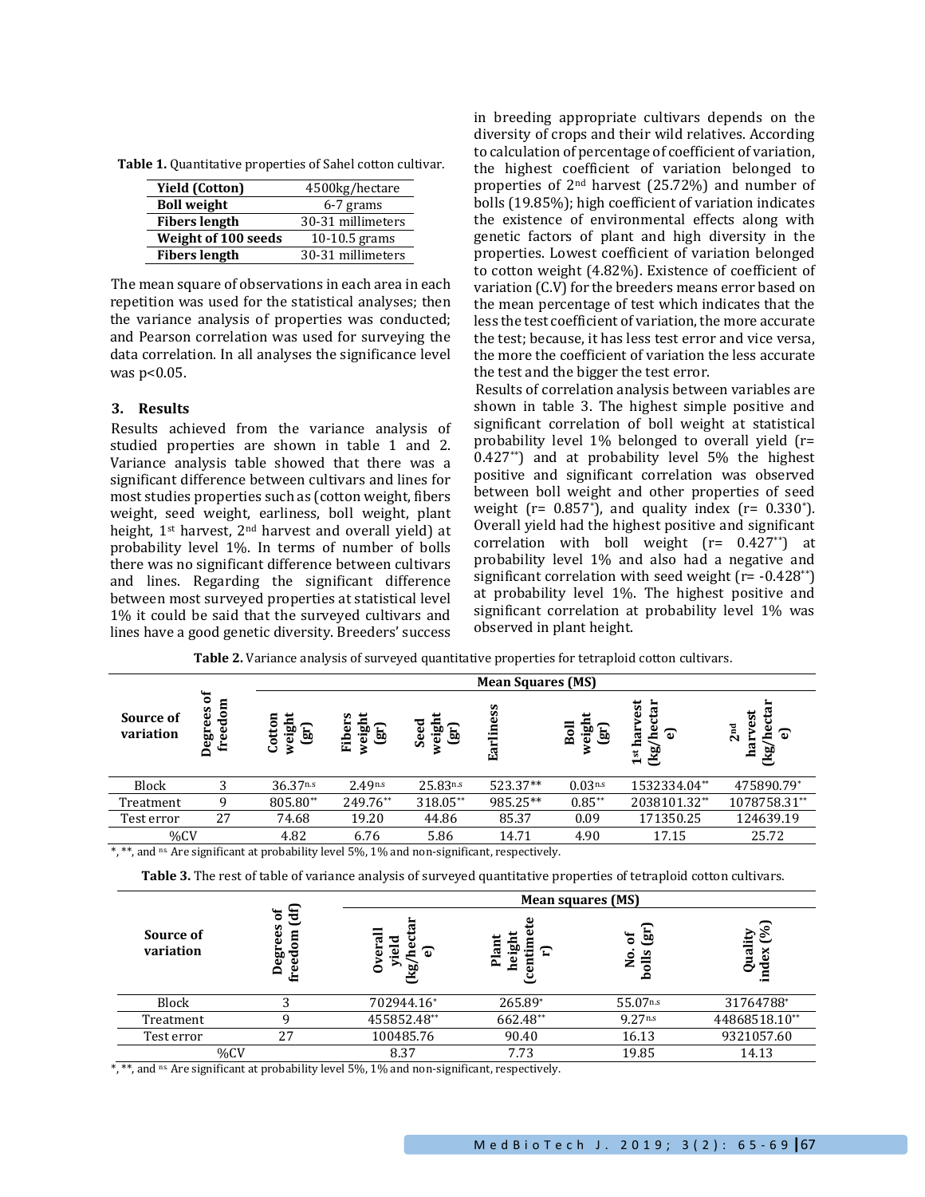**Table 1.** Quantitative properties of Sahel cotton cultivar.

| | |
|---|---|
| **Yield (Cotton)** | 4500kg/hectare |
| **Boll weight** | 6-7 grams |
| **Fibers length** | 30-31 millimeters |
| **Weight of 100 seeds** | 10-10.5 grams |
| **Fibers length** | 30-31 millimeters |

The mean square of observations in each area in each repetition was used for the statistical analyses; then the variance analysis of properties was conducted; and Pearson correlation was used for surveying the data correlation. In all analyses the significance level was $p<0.05$.

## 3. Results

Results achieved from the variance analysis of studied properties are shown in table 1 and 2. Variance analysis table showed that there was a significant difference between cultivars and lines for most studies properties such as (cotton weight, fibers weight, seed weight, earliness, boll weight, plant height, 1st harvest, 2nd harvest and overall yield) at probability level 1%. In terms of number of bolls there was no significant difference between cultivars and lines. Regarding the significant difference between most surveyed properties at statistical level 1% it could be said that the surveyed cultivars and lines have a good genetic diversity. Breeders' success in breeding appropriate cultivars depends on the diversity of crops and their wild relatives. According to calculation of percentage of coefficient of variation, the highest coefficient of variation belonged to properties of 2nd harvest (25.72%) and number of bolls (19.85%); high coefficient of variation indicates the existence of environmental effects along with genetic factors of plant and high diversity in the properties. Lowest coefficient of variation belonged to cotton weight (4.82%). Existence of coefficient of variation (C.V) for the breeders means error based on the mean percentage of test which indicates that the less the test coefficient of variation, the more accurate the test; because, it has less test error and vice versa, the more the coefficient of variation the less accurate the test and the bigger the test error.

Results of correlation analysis between variables are shown in table 3. The highest simple positive and significant correlation of boll weight at statistical probability level 1% belonged to overall yield ($r= 0.427^{**}$) and at probability level 5% the highest positive and significant correlation was observed between boll weight and other properties of seed weight ($r= 0.857^{*}$), and quality index ($r= 0.330^{*}$). Overall yield had the highest positive and significant correlation with boll weight ($r= 0.427^{**}$) at probability level 1% and also had a negative and significant correlation with seed weight ($r= -0.428^{**}$) at probability level 1%. The highest positive and significant correlation at probability level 1% was observed in plant height.

**Table 2.** Variance analysis of surveyed quantitative properties for tetraploid cotton cultivars.

| Source of variation | Degrees of freedom | Mean Squares (MS) | | | | | | |
|---|---|---|---|---|---|---|---|---|
| | | Cotton weight (gr) | Fibers weight (gr) | Seed weight (gr) | Earliness | Boll weight (gr) | 1st harvest (kg/hectare) | 2nd harvest (kg/hectare) |
| Block | 3 | 36.37$^{n.s}$ | 2.49$^{n.s}$ | 25.83$^{n.s}$ | 523.37** | 0.03$^{n.s}$ | 1532334.04** | 475890.79* |
| Treatment | 9 | 805.80** | 249.76** | 318.05** | 985.25** | 0.85** | 2038101.32** | 1078758.31** |
| Test error | 27 | 74.68 | 19.20 | 44.86 | 85.37 | 0.09 | 171350.25 | 124639.19 |
| %CV | | 4.82 | 6.76 | 5.86 | 14.71 | 4.90 | 17.15 | 25.72 |

*, **, and $^{n.s}$ Are significant at probability level 5%, 1% and non-significant, respectively.

**Table 3.** The rest of table of variance analysis of surveyed quantitative properties of tetraploid cotton cultivars.

| Source of variation | Degrees of freedom (df) | Mean squares (MS) | | | |
|---|---|---|---|---|---|
| | | Overall yield (kg/hectare) | Plant height (centimeter) | No. of bolls (gr) | Quality index (%) |
| Block | 3 | 702944.16* | 265.89* | 55.07$^{n.s}$ | 31764788* |
| Treatment | 9 | 455852.48** | 662.48** | 9.27$^{n.s}$ | 44868518.10** |
| Test error | 27 | 100485.76 | 90.40 | 16.13 | 9321057.60 |
| %CV | | 8.37 | 7.73 | 19.85 | 14.13 |

*, **, and $^{n.s}$ Are significant at probability level 5%, 1% and non-significant, respectively.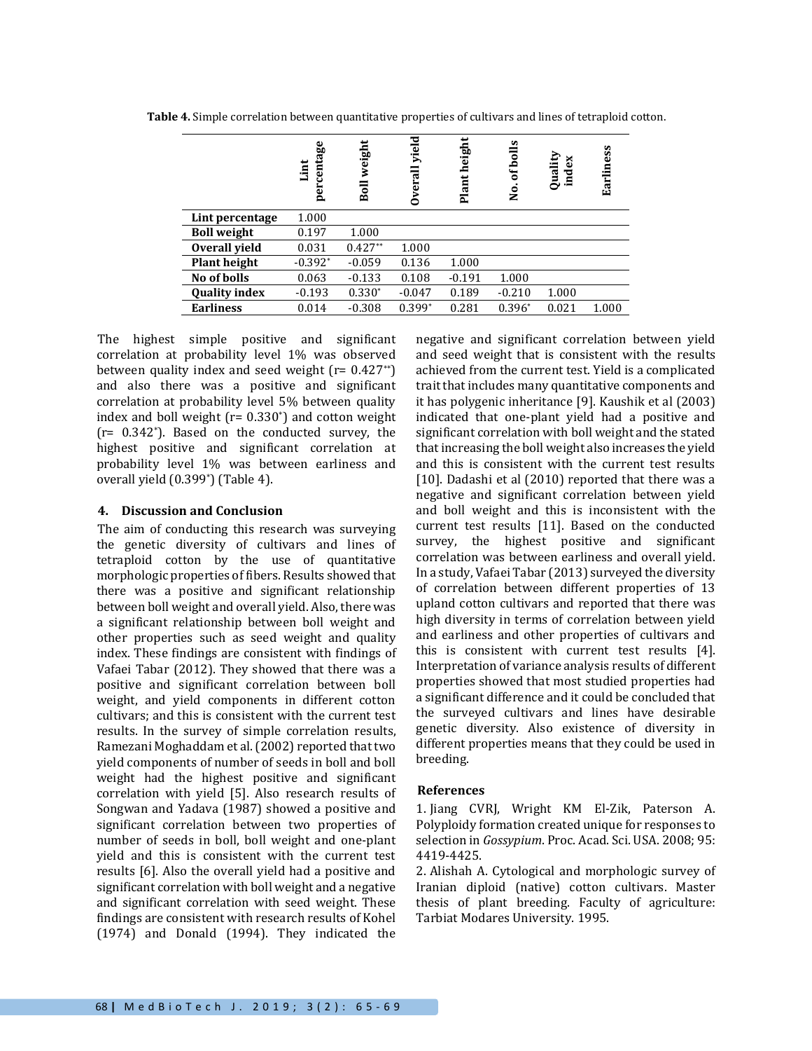**Table 4.** Simple correlation between quantitative properties of cultivars and lines of tetraploid cotton.

| | Lint percentage | Boll weight | Overall yield | Plant height | No. of bolls | Quality index | Earliness |
|---|---|---|---|---|---|---|---|
| **Lint percentage** | 1.000 | | | | | | |
| **Boll weight** | 0.197 | 1.000 | | | | | |
| **Overall yield** | 0.031 | 0.427** | 1.000 | | | | |
| **Plant height** | -0.392* | -0.059 | 0.136 | 1.000 | | | |
| **No of bolls** | 0.063 | -0.133 | 0.108 | -0.191 | 1.000 | | |
| **Quality index** | -0.193 | 0.330* | -0.047 | 0.189 | -0.210 | 1.000 | |
| **Earliness** | 0.014 | -0.308 | 0.399* | 0.281 | 0.396* | 0.021 | 1.000 |

The highest simple positive and significant correlation at probability level 1% was observed between quality index and seed weight (r= 0.427**) and also there was a positive and significant correlation at probability level 5% between quality index and boll weight (r= 0.330*) and cotton weight (r= 0.342*). Based on the conducted survey, the highest positive and significant correlation at probability level 1% was between earliness and overall yield (0.399*) (Table 4).

## 4. Discussion and Conclusion

The aim of conducting this research was surveying the genetic diversity of cultivars and lines of tetraploid cotton by the use of quantitative morphologic properties of fibers. Results showed that there was a positive and significant relationship between boll weight and overall yield. Also, there was a significant relationship between boll weight and other properties such as seed weight and quality index. These findings are consistent with findings of Vafaei Tabar (2012). They showed that there was a positive and significant correlation between boll weight, and yield components in different cotton cultivars; and this is consistent with the current test results. In the survey of simple correlation results, Ramezani Moghaddam et al. (2002) reported that two yield components of number of seeds in boll and boll weight had the highest positive and significant correlation with yield [5]. Also research results of Songwan and Yadava (1987) showed a positive and significant correlation between two properties of number of seeds in boll, boll weight and one-plant yield and this is consistent with the current test results [6]. Also the overall yield had a positive and significant correlation with boll weight and a negative and significant correlation with seed weight. These findings are consistent with research results of Kohel (1974) and Donald (1994). They indicated the negative and significant correlation between yield and seed weight that is consistent with the results achieved from the current test. Yield is a complicated trait that includes many quantitative components and it has polygenic inheritance [9]. Kaushik et al (2003) indicated that one-plant yield had a positive and significant correlation with boll weight and the stated that increasing the boll weight also increases the yield and this is consistent with the current test results [10]. Dadashi et al (2010) reported that there was a negative and significant correlation between yield and boll weight and this is inconsistent with the current test results [11]. Based on the conducted survey, the highest positive and significant correlation was between earliness and overall yield. In a study, Vafaei Tabar (2013) surveyed the diversity of correlation between different properties of 13 upland cotton cultivars and reported that there was high diversity in terms of correlation between yield and earliness and other properties of cultivars and this is consistent with current test results [4]. Interpretation of variance analysis results of different properties showed that most studied properties had a significant difference and it could be concluded that the surveyed cultivars and lines have desirable genetic diversity. Also existence of diversity in different properties means that they could be used in breeding.

## References

1. Jiang CVRJ, Wright KM El-Zik, Paterson A. Polyploidy formation created unique for responses to selection in *Gossypium*. Proc. Acad. Sci. USA. 2008; 95: 4419-4425.
2. Alishah A. Cytological and morphologic survey of Iranian diploid (native) cotton cultivars. Master thesis of plant breeding. Faculty of agriculture: Tarbiat Modares University. 1995.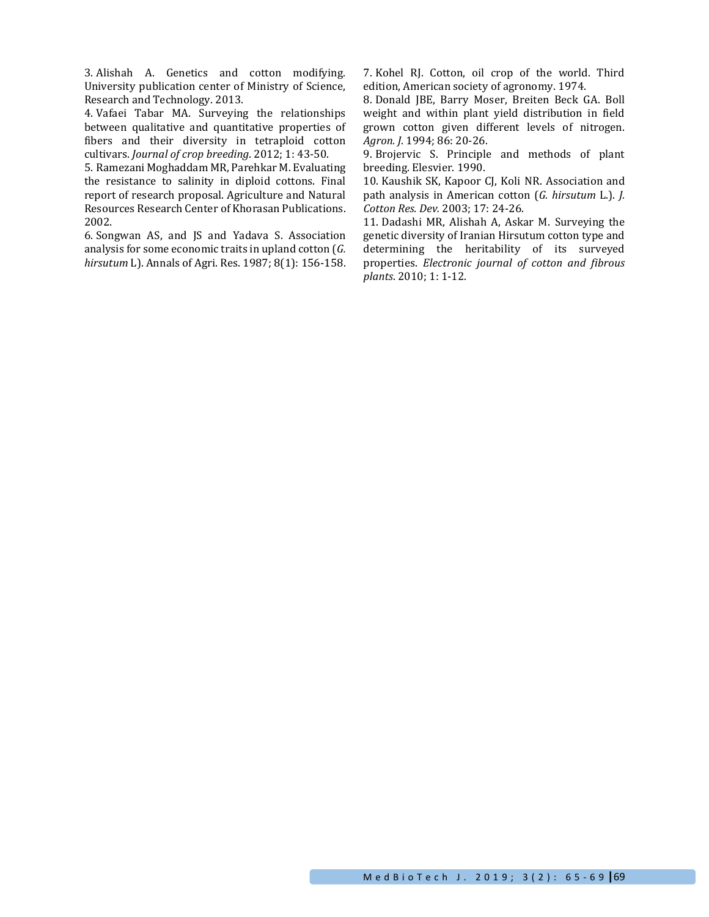3. Alishah A. Genetics and cotton modifying. University publication center of Ministry of Science, Research and Technology. 2013.

4. Vafaei Tabar MA. Surveying the relationships between qualitative and quantitative properties of fibers and their diversity in tetraploid cotton cultivars. *Journal of crop breeding*. 2012; 1: 43-50.

5. Ramezani Moghaddam MR, Parehkar M. Evaluating the resistance to salinity in diploid cottons. Final report of research proposal. Agriculture and Natural Resources Research Center of Khorasan Publications. 2002.

6. Songwan AS, and JS and Yadava S. Association analysis for some economic traits in upland cotton (*G. hirsutum* L). Annals of Agri. Res. 1987; 8(1): 156-158.

7. Kohel RJ. Cotton, oil crop of the world. Third edition, American society of agronomy. 1974.

8. Donald JBE, Barry Moser, Breiten Beck GA. Boll weight and within plant yield distribution in field grown cotton given different levels of nitrogen. *Agron. J*. 1994; 86: 20-26.

9. Brojervic S. Principle and methods of plant breeding. Elesvier. 1990.

10. Kaushik SK, Kapoor CJ, Koli NR. Association and path analysis in American cotton (*G. hirsutum* L.). *J. Cotton Res. Dev.* 2003; 17: 24-26.

11. Dadashi MR, Alishah A, Askar M. Surveying the genetic diversity of Iranian Hirsutum cotton type and determining the heritability of its surveyed properties. *Electronic journal of cotton and fibrous plants*. 2010; 1: 1-12.